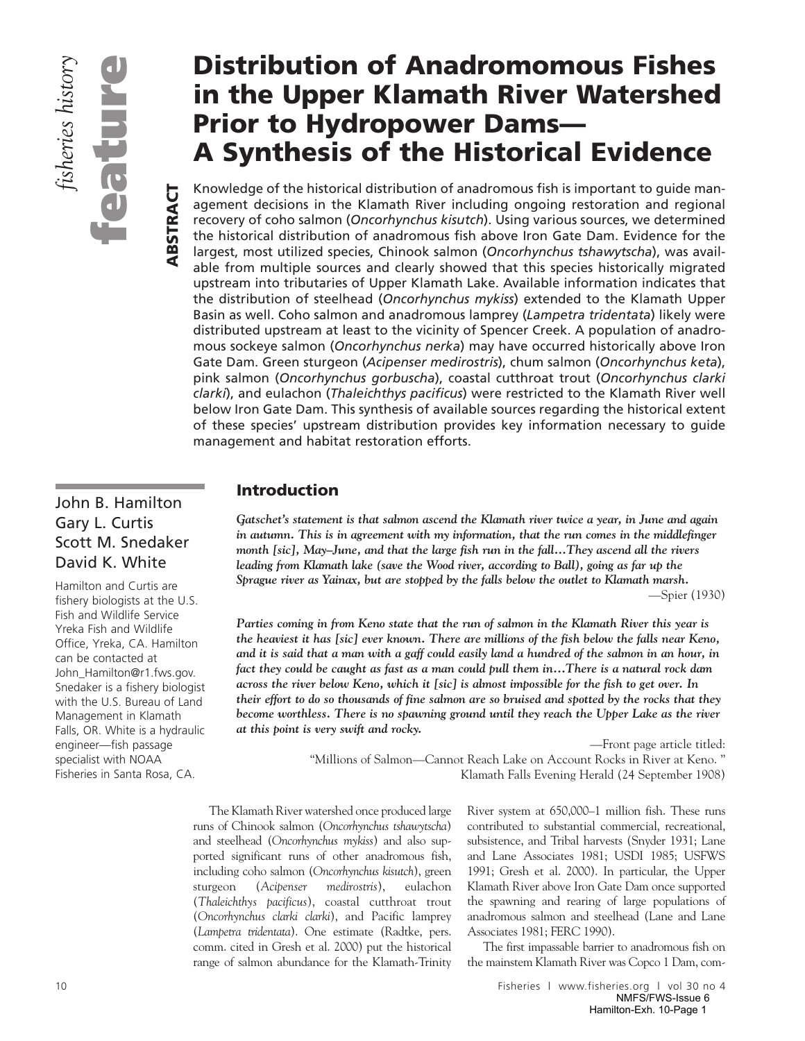*fisheries history*

**feature**

# Distribution of Anadromomous Fishes in the Upper Klamath River Watershed Prior to Hydropower Dams—A Synthesis of the Historical Evidence

**ABSTRACT**

Knowledge of the historical distribution of anadromous fish is important to guide management decisions in the Klamath River including ongoing restoration and regional recovery of coho salmon (*Oncorhynchus kisutch*). Using various sources, we determined the historical distribution of anadromous fish above Iron Gate Dam. Evidence for the largest, most utilized species, Chinook salmon (*Oncorhynchus tshawytscha*), was available from multiple sources and clearly showed that this species historically migrated upstream into tributaries of Upper Klamath Lake. Available information indicates that the distribution of steelhead (*Oncorhynchus mykiss*) extended to the Klamath Upper Basin as well. Coho salmon and anadromous lamprey (*Lampetra tridentata*) likely were distributed upstream at least to the vicinity of Spencer Creek. A population of anadromous sockeye salmon (*Oncorhynchus nerka*) may have occurred historically above Iron Gate Dam. Green sturgeon (*Acipenser medirostris*), chum salmon (*Oncorhynchus keta*), pink salmon (*Oncorhynchus gorbuscha*), coastal cutthroat trout (*Oncorhynchus clarki clarki*), and eulachon (*Thaleichthys pacificus*) were restricted to the Klamath River well below Iron Gate Dam. This synthesis of available sources regarding the historical extent of these species' upstream distribution provides key information necessary to guide management and habitat restoration efforts.

John B. Hamilton
Gary L. Curtis
Scott M. Snedaker
David K. White

Hamilton and Curtis are fishery biologists at the U.S. Fish and Wildlife Service Yreka Fish and Wildlife Office, Yreka, CA. Hamilton can be contacted at John_Hamilton@r1.fws.gov. Snedaker is a fishery biologist with the U.S. Bureau of Land Management in Klamath Falls, OR. White is a hydraulic engineer—fish passage specialist with NOAA Fisheries in Santa Rosa, CA.

## Introduction

***Gatschet's statement is that salmon ascend the Klamath river twice a year, in June and again in autumn. This is in agreement with my information, that the run comes in the middlefinger month [sic], May–June, and that the large fish run in the fall…They ascend all the rivers leading from Klamath lake (save the Wood river, according to Ball), going as far up the Sprague river as Yainax, but are stopped by the falls below the outlet to Klamath marsh.***

—Spier (1930)

***Parties coming in from Keno state that the run of salmon in the Klamath River this year is the heaviest it has [sic] ever known. There are millions of the fish below the falls near Keno, and it is said that a man with a gaff could easily land a hundred of the salmon in an hour, in fact they could be caught as fast as a man could pull them in…There is a natural rock dam across the river below Keno, which it [sic] is almost impossible for the fish to get over. In their effort to do so thousands of fine salmon are so bruised and spotted by the rocks that they become worthless. There is no spawning ground until they reach the Upper Lake as the river at this point is very swift and rocky.***

—Front page article titled:
"Millions of Salmon—Cannot Reach Lake on Account Rocks in River at Keno."
Klamath Falls Evening Herald (24 September 1908)

The Klamath River watershed once produced large runs of Chinook salmon (*Oncorhynchus tshawytscha*) and steelhead (*Oncorhynchus mykiss*) and also supported significant runs of other anadromous fish, including coho salmon (*Oncorhynchus kisutch*), green sturgeon (*Acipenser medirostris*), eulachon (*Thaleichthys pacificus*), coastal cutthroat trout (*Oncorhynchus clarki clarki*), and Pacific lamprey (*Lampetra tridentata*). One estimate (Radtke, pers. comm. cited in Gresh et al. 2000) put the historical range of salmon abundance for the Klamath-Trinity River system at 650,000–1 million fish. These runs contributed to substantial commercial, recreational, subsistence, and Tribal harvests (Snyder 1931; Lane and Lane Associates 1981; USDI 1985; USFWS 1991; Gresh et al. 2000). In particular, the Upper Klamath River above Iron Gate Dam once supported the spawning and rearing of large populations of anadromous salmon and steelhead (Lane and Lane Associates 1981; FERC 1990).

The first impassable barrier to anadromous fish on the mainstem Klamath River was Copco 1 Dam, com-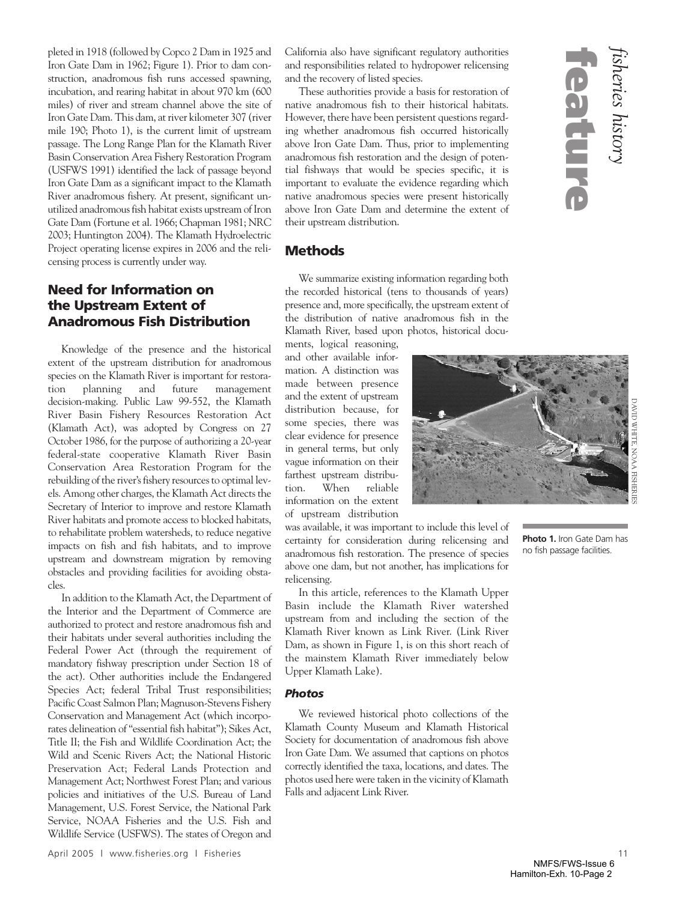pleted in 1918 (followed by Copco 2 Dam in 1925 and Iron Gate Dam in 1962; Figure 1). Prior to dam construction, anadromous fish runs accessed spawning, incubation, and rearing habitat in about 970 km (600 miles) of river and stream channel above the site of Iron Gate Dam. This dam, at river kilometer 307 (river mile 190; Photo 1), is the current limit of upstream passage. The Long Range Plan for the Klamath River Basin Conservation Area Fishery Restoration Program (USFWS 1991) identified the lack of passage beyond Iron Gate Dam as a significant impact to the Klamath River anadromous fishery. At present, significant unutilized anadromous fish habitat exists upstream of Iron Gate Dam (Fortune et al. 1966; Chapman 1981; NRC 2003; Huntington 2004). The Klamath Hydroelectric Project operating license expires in 2006 and the relicensing process is currently under way.

## Need for Information on the Upstream Extent of Anadromous Fish Distribution

Knowledge of the presence and the historical extent of the upstream distribution for anadromous species on the Klamath River is important for restoration planning and future management decision-making. Public Law 99-552, the Klamath River Basin Fishery Resources Restoration Act (Klamath Act), was adopted by Congress on 27 October 1986, for the purpose of authorizing a 20-year federal-state cooperative Klamath River Basin Conservation Area Restoration Program for the rebuilding of the river's fishery resources to optimal levels. Among other charges, the Klamath Act directs the Secretary of Interior to improve and restore Klamath River habitats and promote access to blocked habitats, to rehabilitate problem watersheds, to reduce negative impacts on fish and fish habitats, and to improve upstream and downstream migration by removing obstacles and providing facilities for avoiding obstacles.

In addition to the Klamath Act, the Department of the Interior and the Department of Commerce are authorized to protect and restore anadromous fish and their habitats under several authorities including the Federal Power Act (through the requirement of mandatory fishway prescription under Section 18 of the act). Other authorities include the Endangered Species Act; federal Tribal Trust responsibilities; Pacific Coast Salmon Plan; Magnuson-Stevens Fishery Conservation and Management Act (which incorporates delineation of "essential fish habitat"); Sikes Act, Title II; the Fish and Wildlife Coordination Act; the Wild and Scenic Rivers Act; the National Historic Preservation Act; Federal Lands Protection and Management Act; Northwest Forest Plan; and various policies and initiatives of the U.S. Bureau of Land Management, U.S. Forest Service, the National Park Service, NOAA Fisheries and the U.S. Fish and Wildlife Service (USFWS). The states of Oregon and California also have significant regulatory authorities and responsibilities related to hydropower relicensing and the recovery of listed species.

These authorities provide a basis for restoration of native anadromous fish to their historical habitats. However, there have been persistent questions regarding whether anadromous fish occurred historically above Iron Gate Dam. Thus, prior to implementing anadromous fish restoration and the design of potential fishways that would be species specific, it is important to evaluate the evidence regarding which native anadromous species were present historically above Iron Gate Dam and determine the extent of their upstream distribution.

## Methods

We summarize existing information regarding both the recorded historical (tens to thousands of years) presence and, more specifically, the upstream extent of the distribution of native anadromous fish in the Klamath River, based upon photos, historical documents, logical reasoning, and other available information. A distinction was made between presence and the extent of upstream distribution because, for some species, there was clear evidence for presence in general terms, but only vague information on their farthest upstream distribution. When reliable information on the extent of upstream distribution was available, it was important to include this level of certainty for consideration during relicensing and anadromous fish restoration. The presence of species above one dam, but not another, has implications for relicensing.

DAVID WHITE, NOAA FISHERIES

**Photo 1.** Iron Gate Dam has no fish passage facilities.

In this article, references to the Klamath Upper Basin include the Klamath River watershed upstream from and including the section of the Klamath River known as Link River. (Link River Dam, as shown in Figure 1, is on this short reach of the mainstem Klamath River immediately below Upper Klamath Lake).

### *Photos*

We reviewed historical photo collections of the Klamath County Museum and Klamath Historical Society for documentation of anadromous fish above Iron Gate Dam. We assumed that captions on photos correctly identified the taxa, locations, and dates. The photos used here were taken in the vicinity of Klamath Falls and adjacent Link River.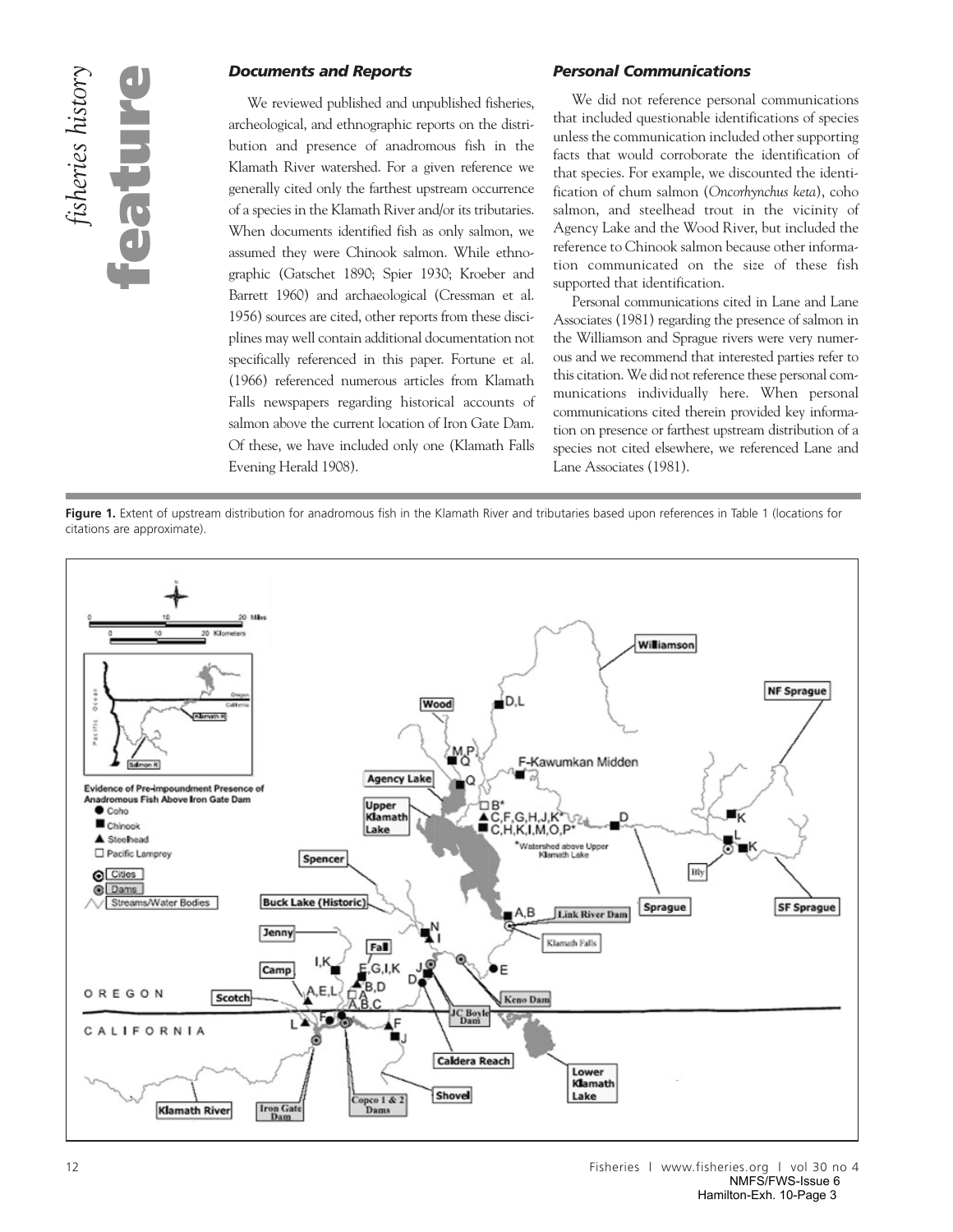### *Documents and Reports*

We reviewed published and unpublished fisheries, archeological, and ethnographic reports on the distribution and presence of anadromous fish in the Klamath River watershed. For a given reference we generally cited only the farthest upstream occurrence of a species in the Klamath River and/or its tributaries. When documents identified fish as only salmon, we assumed they were Chinook salmon. While ethnographic (Gatschet 1890; Spier 1930; Kroeber and Barrett 1960) and archaeological (Cressman et al. 1956) sources are cited, other reports from these disciplines may well contain additional documentation not specifically referenced in this paper. Fortune et al. (1966) referenced numerous articles from Klamath Falls newspapers regarding historical accounts of salmon above the current location of Iron Gate Dam. Of these, we have included only one (Klamath Falls Evening Herald 1908).

### *Personal Communications*

We did not reference personal communications that included questionable identifications of species unless the communication included other supporting facts that would corroborate the identification of that species. For example, we discounted the identification of chum salmon (*Oncorhynchus keta*), coho salmon, and steelhead trout in the vicinity of Agency Lake and the Wood River, but included the reference to Chinook salmon because other information communicated on the size of these fish supported that identification.

Personal communications cited in Lane and Lane Associates (1981) regarding the presence of salmon in the Williamson and Sprague rivers were very numerous and we recommend that interested parties refer to this citation. We did not reference these personal communications individually here. When personal communications cited therein provided key information on presence or farthest upstream distribution of a species not cited elsewhere, we referenced Lane and Lane Associates (1981).

**Figure 1.** Extent of upstream distribution for anadromous fish in the Klamath River and tributaries based upon references in Table 1 (locations for citations are approximate).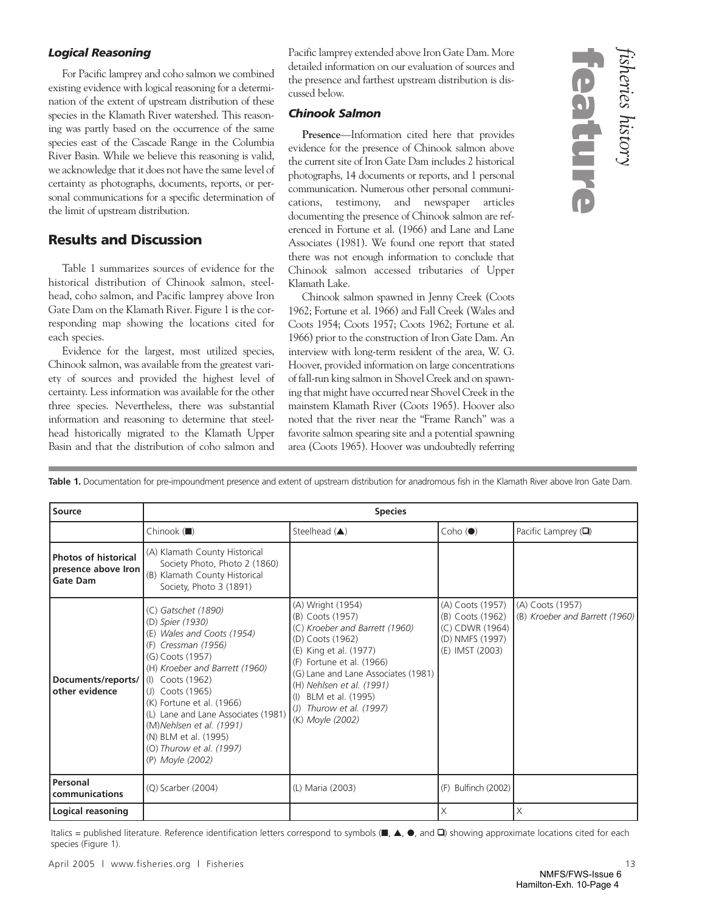### *Logical Reasoning*

For Pacific lamprey and coho salmon we combined existing evidence with logical reasoning for a determination of the extent of upstream distribution of these species in the Klamath River watershed. This reasoning was partly based on the occurrence of the same species east of the Cascade Range in the Columbia River Basin. While we believe this reasoning is valid, we acknowledge that it does not have the same level of certainty as photographs, documents, reports, or personal communications for a specific determination of the limit of upstream distribution.

## Results and Discussion

Table 1 summarizes sources of evidence for the historical distribution of Chinook salmon, steelhead, coho salmon, and Pacific lamprey above Iron Gate Dam on the Klamath River. Figure 1 is the corresponding map showing the locations cited for each species.

Evidence for the largest, most utilized species, Chinook salmon, was available from the greatest variety of sources and provided the highest level of certainty. Less information was available for the other three species. Nevertheless, there was substantial information and reasoning to determine that steelhead historically migrated to the Klamath Upper Basin and that the distribution of coho salmon and Pacific lamprey extended above Iron Gate Dam. More detailed information on our evaluation of sources and the presence and farthest upstream distribution is discussed below.

### *Chinook Salmon*

**Presence**—Information cited here that provides evidence for the presence of Chinook salmon above the current site of Iron Gate Dam includes 2 historical photographs, 14 documents or reports, and 1 personal communication. Numerous other personal communications, testimony, and newspaper articles documenting the presence of Chinook salmon are referenced in Fortune et al. (1966) and Lane and Lane Associates (1981). We found one report that stated there was not enough information to conclude that Chinook salmon accessed tributaries of Upper Klamath Lake.

Chinook salmon spawned in Jenny Creek (Coots 1962; Fortune et al. 1966) and Fall Creek (Wales and Coots 1954; Coots 1957; Coots 1962; Fortune et al. 1966) prior to the construction of Iron Gate Dam. An interview with long-term resident of the area, W. G. Hoover, provided information on large concentrations of fall-run king salmon in Shovel Creek and on spawning that might have occurred near Shovel Creek in the mainstem Klamath River (Coots 1965). Hoover also noted that the river near the "Frame Ranch" was a favorite salmon spearing site and a potential spawning area (Coots 1965). Hoover was undoubtedly referring

**Table 1.** Documentation for pre-impoundment presence and extent of upstream distribution for anadromous fish in the Klamath River above Iron Gate Dam.

| Source | Species | | | |
|---|---|---|---|---|
| | Chinook (■) | Steelhead (▲) | Coho (●) | Pacific Lamprey (❑) |
| **Photos of historical presence above Iron Gate Dam** | (A) Klamath County Historical Society Photo, Photo 2 (1860)<br>(B) Klamath County Historical Society, Photo 3 (1891) | | | |
| **Documents/reports/ other evidence** | (C) *Gatschet (1890)*<br>(D) *Spier (1930)*<br>(E) *Wales and Coots (1954)*<br>(F) *Cressman (1956)*<br>(G) Coots (1957)<br>(H) *Kroeber and Barrett (1960)*<br>(I) Coots (1962)<br>(J) Coots (1965)<br>(K) Fortune et al. (1966)<br>(L) Lane and Lane Associates (1981)<br>(M) *Nehlsen et al. (1991)*<br>(N) BLM et al. (1995)<br>(O) *Thurow et al. (1997)*<br>(P) *Moyle (2002)* | (A) Wright (1954)<br>(B) Coots (1957)<br>(C) *Kroeber and Barrett (1960)*<br>(D) Coots (1962)<br>(E) King et al. (1977)<br>(F) Fortune et al. (1966)<br>(G) Lane and Lane Associates (1981)<br>(H) *Nehlsen et al. (1991)*<br>(I) BLM et al. (1995)<br>(J) *Thurow et al. (1997)*<br>(K) *Moyle (2002)* | (A) Coots (1957)<br>(B) Coots (1962)<br>(C) CDWR (1964)<br>(D) NMFS (1997)<br>(E) IMST (2003) | (A) Coots (1957)<br>(B) *Kroeber and Barrett (1960)* |
| **Personal communications** | (Q) Scarber (2004) | (L) Maria (2003) | (F) Bulfinch (2002) | |
| **Logical reasoning** | | | X | X |

Italics = published literature. Reference identification letters correspond to symbols (■, ▲, ●, and ❑) showing approximate locations cited for each species (Figure 1).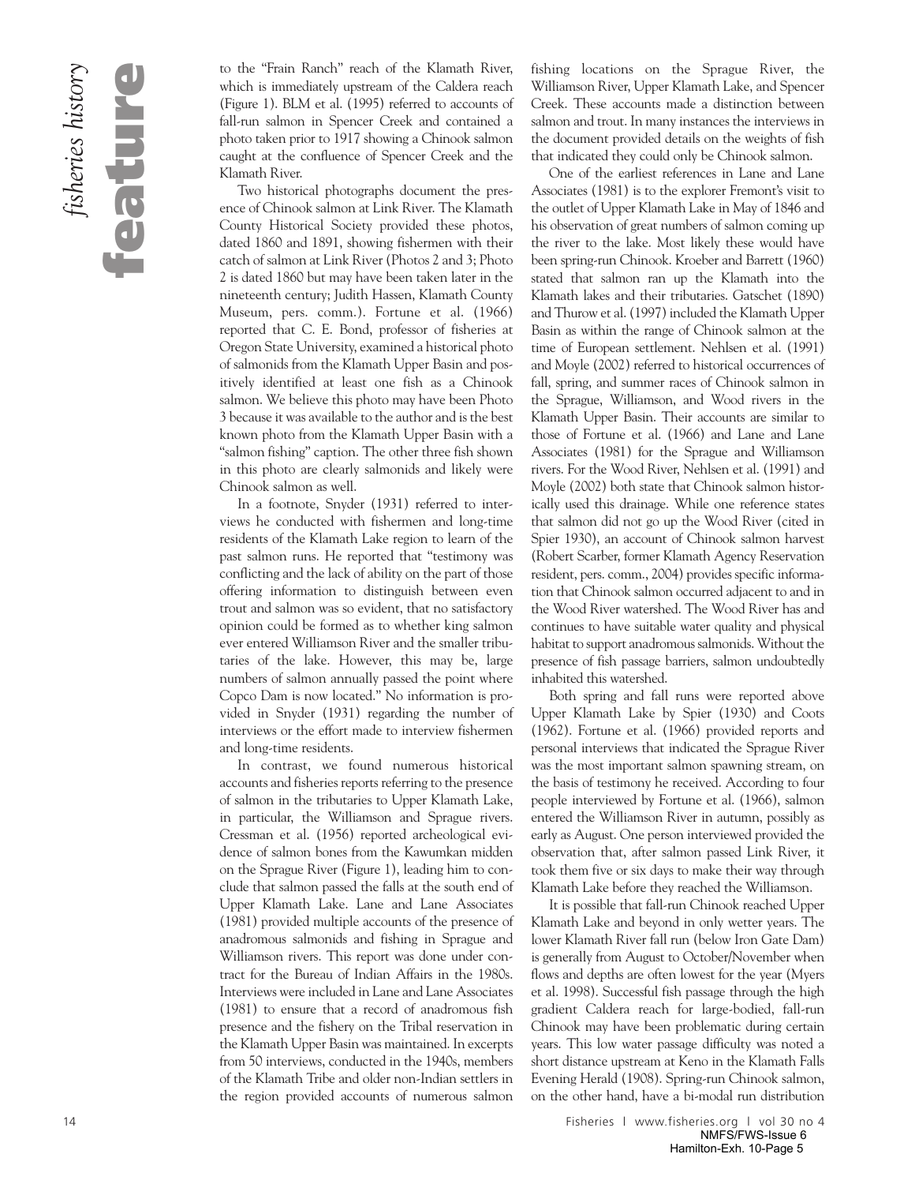to the "Frain Ranch" reach of the Klamath River, which is immediately upstream of the Caldera reach (Figure 1). BLM et al. (1995) referred to accounts of fall-run salmon in Spencer Creek and contained a photo taken prior to 1917 showing a Chinook salmon caught at the confluence of Spencer Creek and the Klamath River.

Two historical photographs document the presence of Chinook salmon at Link River. The Klamath County Historical Society provided these photos, dated 1860 and 1891, showing fishermen with their catch of salmon at Link River (Photos 2 and 3; Photo 2 is dated 1860 but may have been taken later in the nineteenth century; Judith Hassen, Klamath County Museum, pers. comm.). Fortune et al. (1966) reported that C. E. Bond, professor of fisheries at Oregon State University, examined a historical photo of salmonids from the Klamath Upper Basin and positively identified at least one fish as a Chinook salmon. We believe this photo may have been Photo 3 because it was available to the author and is the best known photo from the Klamath Upper Basin with a "salmon fishing" caption. The other three fish shown in this photo are clearly salmonids and likely were Chinook salmon as well.

In a footnote, Snyder (1931) referred to interviews he conducted with fishermen and long-time residents of the Klamath Lake region to learn of the past salmon runs. He reported that "testimony was conflicting and the lack of ability on the part of those offering information to distinguish between even trout and salmon was so evident, that no satisfactory opinion could be formed as to whether king salmon ever entered Williamson River and the smaller tributaries of the lake. However, this may be, large numbers of salmon annually passed the point where Copco Dam is now located." No information is provided in Snyder (1931) regarding the number of interviews or the effort made to interview fishermen and long-time residents.

In contrast, we found numerous historical accounts and fisheries reports referring to the presence of salmon in the tributaries to Upper Klamath Lake, in particular, the Williamson and Sprague rivers. Cressman et al. (1956) reported archeological evidence of salmon bones from the Kawumkan midden on the Sprague River (Figure 1), leading him to conclude that salmon passed the falls at the south end of Upper Klamath Lake. Lane and Lane Associates (1981) provided multiple accounts of the presence of anadromous salmonids and fishing in Sprague and Williamson rivers. This report was done under contract for the Bureau of Indian Affairs in the 1980s. Interviews were included in Lane and Lane Associates (1981) to ensure that a record of anadromous fish presence and the fishery on the Tribal reservation in the Klamath Upper Basin was maintained. In excerpts from 50 interviews, conducted in the 1940s, members of the Klamath Tribe and older non-Indian settlers in the region provided accounts of numerous salmon fishing locations on the Sprague River, the Williamson River, Upper Klamath Lake, and Spencer Creek. These accounts made a distinction between salmon and trout. In many instances the interviews in the document provided details on the weights of fish that indicated they could only be Chinook salmon.

One of the earliest references in Lane and Lane Associates (1981) is to the explorer Fremont's visit to the outlet of Upper Klamath Lake in May of 1846 and his observation of great numbers of salmon coming up the river to the lake. Most likely these would have been spring-run Chinook. Kroeber and Barrett (1960) stated that salmon ran up the Klamath into the Klamath lakes and their tributaries. Gatschet (1890) and Thurow et al. (1997) included the Klamath Upper Basin as within the range of Chinook salmon at the time of European settlement. Nehlsen et al. (1991) and Moyle (2002) referred to historical occurrences of fall, spring, and summer races of Chinook salmon in the Sprague, Williamson, and Wood rivers in the Klamath Upper Basin. Their accounts are similar to those of Fortune et al. (1966) and Lane and Lane Associates (1981) for the Sprague and Williamson rivers. For the Wood River, Nehlsen et al. (1991) and Moyle (2002) both state that Chinook salmon historically used this drainage. While one reference states that salmon did not go up the Wood River (cited in Spier 1930), an account of Chinook salmon harvest (Robert Scarber, former Klamath Agency Reservation resident, pers. comm., 2004) provides specific information that Chinook salmon occurred adjacent to and in the Wood River watershed. The Wood River has and continues to have suitable water quality and physical habitat to support anadromous salmonids. Without the presence of fish passage barriers, salmon undoubtedly inhabited this watershed.

Both spring and fall runs were reported above Upper Klamath Lake by Spier (1930) and Coots (1962). Fortune et al. (1966) provided reports and personal interviews that indicated the Sprague River was the most important salmon spawning stream, on the basis of testimony he received. According to four people interviewed by Fortune et al. (1966), salmon entered the Williamson River in autumn, possibly as early as August. One person interviewed provided the observation that, after salmon passed Link River, it took them five or six days to make their way through Klamath Lake before they reached the Williamson.

It is possible that fall-run Chinook reached Upper Klamath Lake and beyond in only wetter years. The lower Klamath River fall run (below Iron Gate Dam) is generally from August to October/November when flows and depths are often lowest for the year (Myers et al. 1998). Successful fish passage through the high gradient Caldera reach for large-bodied, fall-run Chinook may have been problematic during certain years. This low water passage difficulty was noted a short distance upstream at Keno in the Klamath Falls Evening Herald (1908). Spring-run Chinook salmon, on the other hand, have a bi-modal run distribution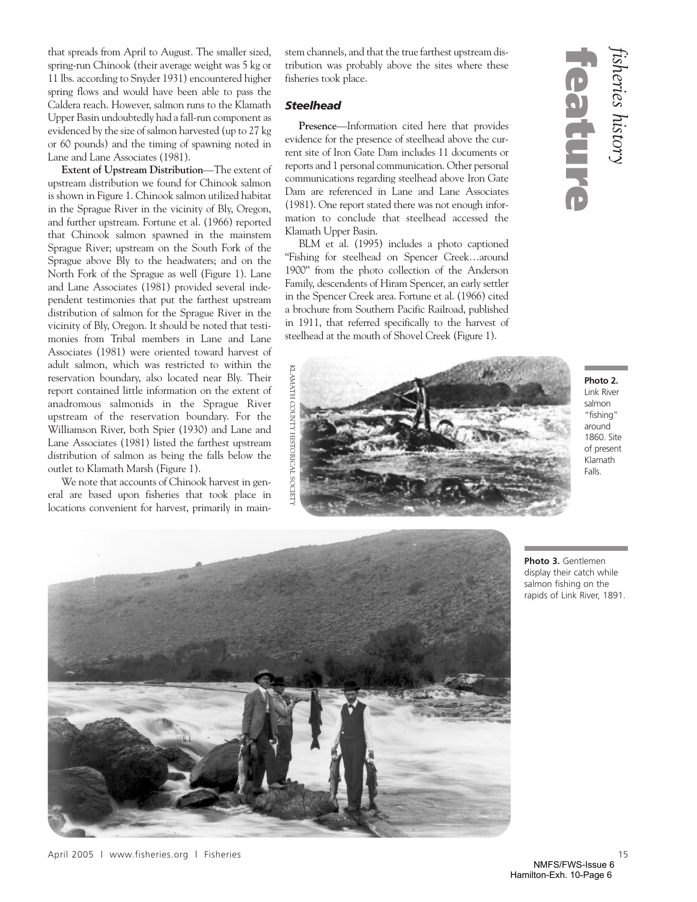that spreads from April to August. The smaller sized, spring-run Chinook (their average weight was 5 kg or 11 lbs. according to Snyder 1931) encountered higher spring flows and would have been able to pass the Caldera reach. However, salmon runs to the Klamath Upper Basin undoubtedly had a fall-run component as evidenced by the size of salmon harvested (up to 27 kg or 60 pounds) and the timing of spawning noted in Lane and Lane Associates (1981).

**Extent of Upstream Distribution**—The extent of upstream distribution we found for Chinook salmon is shown in Figure 1. Chinook salmon utilized habitat in the Sprague River in the vicinity of Bly, Oregon, and further upstream. Fortune et al. (1966) reported that Chinook salmon spawned in the mainstem Sprague River; upstream on the South Fork of the Sprague above Bly to the headwaters; and on the North Fork of the Sprague as well (Figure 1). Lane and Lane Associates (1981) provided several independent testimonies that put the farthest upstream distribution of salmon for the Sprague River in the vicinity of Bly, Oregon. It should be noted that testimonies from Tribal members in Lane and Lane Associates (1981) were oriented toward harvest of adult salmon, which was restricted to within the reservation boundary, also located near Bly. Their report contained little information on the extent of anadromous salmonids in the Sprague River upstream of the reservation boundary. For the Williamson River, both Spier (1930) and Lane and Lane Associates (1981) listed the farthest upstream distribution of salmon as being the falls below the outlet to Klamath Marsh (Figure 1).

We note that accounts of Chinook harvest in general are based upon fisheries that took place in locations convenient for harvest, primarily in mainstem channels, and that the true farthest upstream distribution was probably above the sites where these fisheries took place.

### *Steelhead*

**Presence**—Information cited here that provides evidence for the presence of steelhead above the current site of Iron Gate Dam includes 11 documents or reports and 1 personal communication. Other personal communications regarding steelhead above Iron Gate Dam are referenced in Lane and Lane Associates (1981). One report stated there was not enough information to conclude that steelhead accessed the Klamath Upper Basin.

BLM et al. (1995) includes a photo captioned "Fishing for steelhead on Spencer Creek…around 1900" from the photo collection of the Anderson Family, descendents of Hiram Spencer, an early settler in the Spencer Creek area. Fortune et al. (1966) cited a brochure from Southern Pacific Railroad, published in 1911, that referred specifically to the harvest of steelhead at the mouth of Shovel Creek (Figure 1).

KLAMATH COUNTY HISTORICAL SOCIETY

**Photo 2.** Link River salmon "fishing" around 1860. Site of present Klamath Falls.

**Photo 3.** Gentlemen display their catch while salmon fishing on the rapids of Link River, 1891.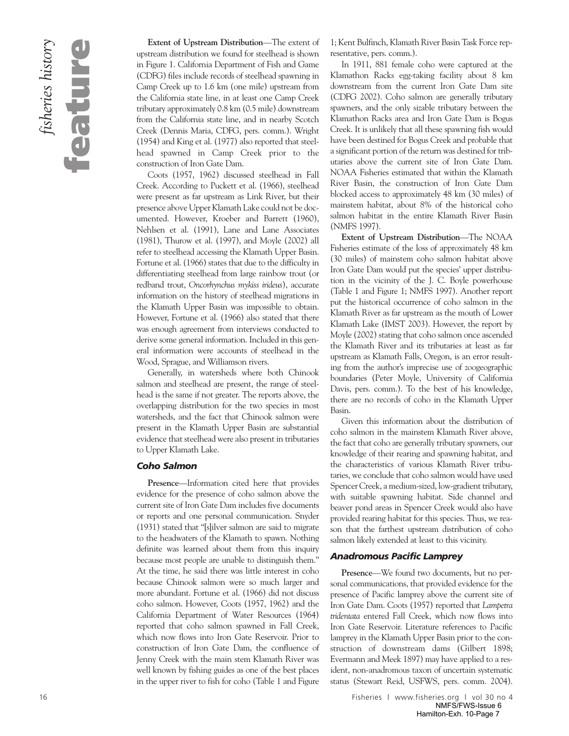**Extent of Upstream Distribution**—The extent of upstream distribution we found for steelhead is shown in Figure 1. California Department of Fish and Game (CDFG) files include records of steelhead spawning in Camp Creek up to 1.6 km (one mile) upstream from the California state line, in at least one Camp Creek tributary approximately 0.8 km (0.5 mile) downstream from the California state line, and in nearby Scotch Creek (Dennis Maria, CDFG, pers. comm.). Wright (1954) and King et al. (1977) also reported that steelhead spawned in Camp Creek prior to the construction of Iron Gate Dam.

Coots (1957, 1962) discussed steelhead in Fall Creek. According to Puckett et al. (1966), steelhead were present as far upstream as Link River, but their presence above Upper Klamath Lake could not be documented. However, Kroeber and Barrett (1960), Nehlsen et al. (1991), Lane and Lane Associates (1981), Thurow et al. (1997), and Moyle (2002) all refer to steelhead accessing the Klamath Upper Basin. Fortune et al. (1966) states that due to the difficulty in differentiating steelhead from large rainbow trout (or redband trout, *Oncorhynchus mykiss irideus*), accurate information on the history of steelhead migrations in the Klamath Upper Basin was impossible to obtain. However, Fortune et al. (1966) also stated that there was enough agreement from interviews conducted to derive some general information. Included in this general information were accounts of steelhead in the Wood, Sprague, and Williamson rivers.

Generally, in watersheds where both Chinook salmon and steelhead are present, the range of steelhead is the same if not greater. The reports above, the overlapping distribution for the two species in most watersheds, and the fact that Chinook salmon were present in the Klamath Upper Basin are substantial evidence that steelhead were also present in tributaries to Upper Klamath Lake.

### Coho Salmon

**Presence**—Information cited here that provides evidence for the presence of coho salmon above the current site of Iron Gate Dam includes five documents or reports and one personal communication. Snyder (1931) stated that "[s]ilver salmon are said to migrate to the headwaters of the Klamath to spawn. Nothing definite was learned about them from this inquiry because most people are unable to distinguish them." At the time, he said there was little interest in coho because Chinook salmon were so much larger and more abundant. Fortune et al. (1966) did not discuss coho salmon. However, Coots (1957, 1962) and the California Department of Water Resources (1964) reported that coho salmon spawned in Fall Creek, which now flows into Iron Gate Reservoir. Prior to construction of Iron Gate Dam, the confluence of Jenny Creek with the main stem Klamath River was well known by fishing guides as one of the best places in the upper river to fish for coho (Table 1 and Figure 1; Kent Bulfinch, Klamath River Basin Task Force representative, pers. comm.).

In 1911, 881 female coho were captured at the Klamathon Racks egg-taking facility about 8 km downstream from the current Iron Gate Dam site (CDFG 2002). Coho salmon are generally tributary spawners, and the only sizable tributary between the Klamathon Racks area and Iron Gate Dam is Bogus Creek. It is unlikely that all these spawning fish would have been destined for Bogus Creek and probable that a significant portion of the return was destined for tributaries above the current site of Iron Gate Dam. NOAA Fisheries estimated that within the Klamath River Basin, the construction of Iron Gate Dam blocked access to approximately 48 km (30 miles) of mainstem habitat, about 8% of the historical coho salmon habitat in the entire Klamath River Basin (NMFS 1997).

**Extent of Upstream Distribution**—The NOAA Fisheries estimate of the loss of approximately 48 km (30 miles) of mainstem coho salmon habitat above Iron Gate Dam would put the species' upper distribution in the vicinity of the J. C. Boyle powerhouse (Table 1 and Figure 1; NMFS 1997). Another report put the historical occurrence of coho salmon in the Klamath River as far upstream as the mouth of Lower Klamath Lake (IMST 2003). However, the report by Moyle (2002) stating that coho salmon once ascended the Klamath River and its tributaries at least as far upstream as Klamath Falls, Oregon, is an error resulting from the author's imprecise use of zoogeographic boundaries (Peter Moyle, University of California Davis, pers. comm.). To the best of his knowledge, there are no records of coho in the Klamath Upper Basin.

Given this information about the distribution of coho salmon in the mainstem Klamath River above, the fact that coho are generally tributary spawners, our knowledge of their rearing and spawning habitat, and the characteristics of various Klamath River tributaries, we conclude that coho salmon would have used Spencer Creek, a medium-sized, low-gradient tributary, with suitable spawning habitat. Side channel and beaver pond areas in Spencer Creek would also have provided rearing habitat for this species. Thus, we reason that the farthest upstream distribution of coho salmon likely extended at least to this vicinity.

### Anadromous Pacific Lamprey

**Presence**—We found two documents, but no personal communications, that provided evidence for the presence of Pacific lamprey above the current site of Iron Gate Dam. Coots (1957) reported that *Lampetra tridentata* entered Fall Creek, which now flows into Iron Gate Reservoir. Literature references to Pacific lamprey in the Klamath Upper Basin prior to the construction of downstream dams (Gilbert 1898; Evermann and Meek 1897) may have applied to a resident, non-anadromous taxon of uncertain systematic status (Stewart Reid, USFWS, pers. comm. 2004).

NMFS/FWS-Issue 6
Hamilton-Exh. 10-Page 7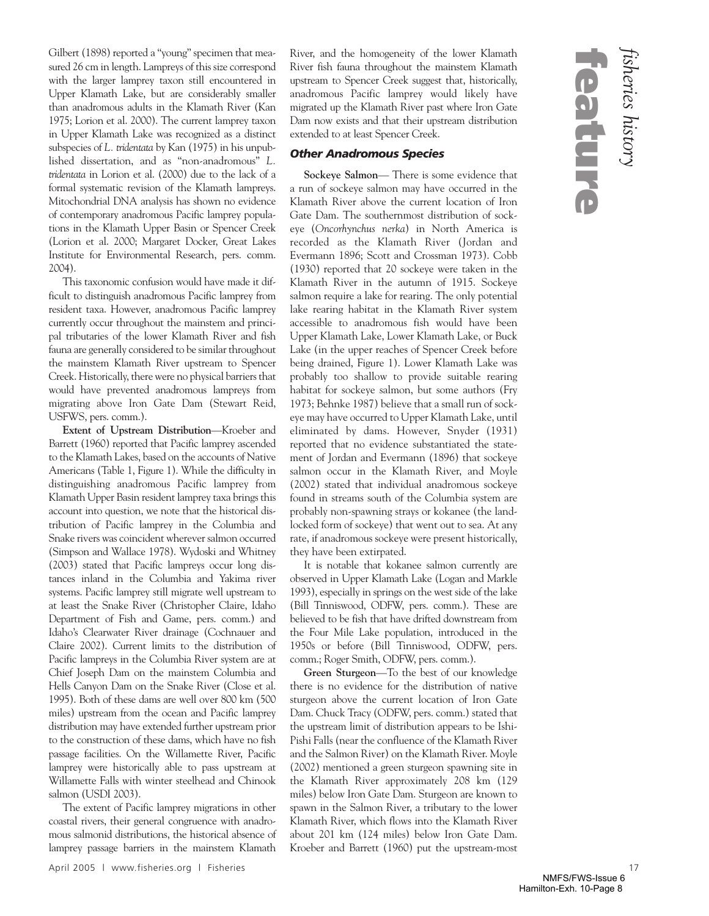Gilbert (1898) reported a "young" specimen that measured 26 cm in length. Lampreys of this size correspond with the larger lamprey taxon still encountered in Upper Klamath Lake, but are considerably smaller than anadromous adults in the Klamath River (Kan 1975; Lorion et al. 2000). The current lamprey taxon in Upper Klamath Lake was recognized as a distinct subspecies of *L. tridentata* by Kan (1975) in his unpublished dissertation, and as "non-anadromous" *L. tridentata* in Lorion et al. (2000) due to the lack of a formal systematic revision of the Klamath lampreys. Mitochondrial DNA analysis has shown no evidence of contemporary anadromous Pacific lamprey populations in the Klamath Upper Basin or Spencer Creek (Lorion et al. 2000; Margaret Docker, Great Lakes Institute for Environmental Research, pers. comm. 2004).

This taxonomic confusion would have made it difficult to distinguish anadromous Pacific lamprey from resident taxa. However, anadromous Pacific lamprey currently occur throughout the mainstem and principal tributaries of the lower Klamath River and fish fauna are generally considered to be similar throughout the mainstem Klamath River upstream to Spencer Creek. Historically, there were no physical barriers that would have prevented anadromous lampreys from migrating above Iron Gate Dam (Stewart Reid, USFWS, pers. comm.).

**Extent of Upstream Distribution**—Kroeber and Barrett (1960) reported that Pacific lamprey ascended to the Klamath Lakes, based on the accounts of Native Americans (Table 1, Figure 1). While the difficulty in distinguishing anadromous Pacific lamprey from Klamath Upper Basin resident lamprey taxa brings this account into question, we note that the historical distribution of Pacific lamprey in the Columbia and Snake rivers was coincident wherever salmon occurred (Simpson and Wallace 1978). Wydoski and Whitney (2003) stated that Pacific lampreys occur long distances inland in the Columbia and Yakima river systems. Pacific lamprey still migrate well upstream to at least the Snake River (Christopher Claire, Idaho Department of Fish and Game, pers. comm.) and Idaho's Clearwater River drainage (Cochnauer and Claire 2002). Current limits to the distribution of Pacific lampreys in the Columbia River system are at Chief Joseph Dam on the mainstem Columbia and Hells Canyon Dam on the Snake River (Close et al. 1995). Both of these dams are well over 800 km (500 miles) upstream from the ocean and Pacific lamprey distribution may have extended further upstream prior to the construction of these dams, which have no fish passage facilities. On the Willamette River, Pacific lamprey were historically able to pass upstream at Willamette Falls with winter steelhead and Chinook salmon (USDI 2003).

The extent of Pacific lamprey migrations in other coastal rivers, their general congruence with anadromous salmonid distributions, the historical absence of lamprey passage barriers in the mainstem Klamath River, and the homogeneity of the lower Klamath River fish fauna throughout the mainstem Klamath upstream to Spencer Creek suggest that, historically, anadromous Pacific lamprey would likely have migrated up the Klamath River past where Iron Gate Dam now exists and that their upstream distribution extended to at least Spencer Creek.

### *Other Anadromous Species*

**Sockeye Salmon**— There is some evidence that a run of sockeye salmon may have occurred in the Klamath River above the current location of Iron Gate Dam. The southernmost distribution of sockeye (*Oncorhynchus nerka*) in North America is recorded as the Klamath River (Jordan and Evermann 1896; Scott and Crossman 1973). Cobb (1930) reported that 20 sockeye were taken in the Klamath River in the autumn of 1915. Sockeye salmon require a lake for rearing. The only potential lake rearing habitat in the Klamath River system accessible to anadromous fish would have been Upper Klamath Lake, Lower Klamath Lake, or Buck Lake (in the upper reaches of Spencer Creek before being drained, Figure 1). Lower Klamath Lake was probably too shallow to provide suitable rearing habitat for sockeye salmon, but some authors (Fry 1973; Behnke 1987) believe that a small run of sockeye may have occurred to Upper Klamath Lake, until eliminated by dams. However, Snyder (1931) reported that no evidence substantiated the statement of Jordan and Evermann (1896) that sockeye salmon occur in the Klamath River, and Moyle (2002) stated that individual anadromous sockeye found in streams south of the Columbia system are probably non-spawning strays or kokanee (the landlocked form of sockeye) that went out to sea. At any rate, if anadromous sockeye were present historically, they have been extirpated.

It is notable that kokanee salmon currently are observed in Upper Klamath Lake (Logan and Markle 1993), especially in springs on the west side of the lake (Bill Tinniswood, ODFW, pers. comm.). These are believed to be fish that have drifted downstream from the Four Mile Lake population, introduced in the 1950s or before (Bill Tinniswood, ODFW, pers. comm.; Roger Smith, ODFW, pers. comm.).

**Green Sturgeon**—To the best of our knowledge there is no evidence for the distribution of native sturgeon above the current location of Iron Gate Dam. Chuck Tracy (ODFW, pers. comm.) stated that the upstream limit of distribution appears to be Ishi-Pishi Falls (near the confluence of the Klamath River and the Salmon River) on the Klamath River. Moyle (2002) mentioned a green sturgeon spawning site in the Klamath River approximately 208 km (129 miles) below Iron Gate Dam. Sturgeon are known to spawn in the Salmon River, a tributary to the lower Klamath River, which flows into the Klamath River about 201 km (124 miles) below Iron Gate Dam. Kroeber and Barrett (1960) put the upstream-most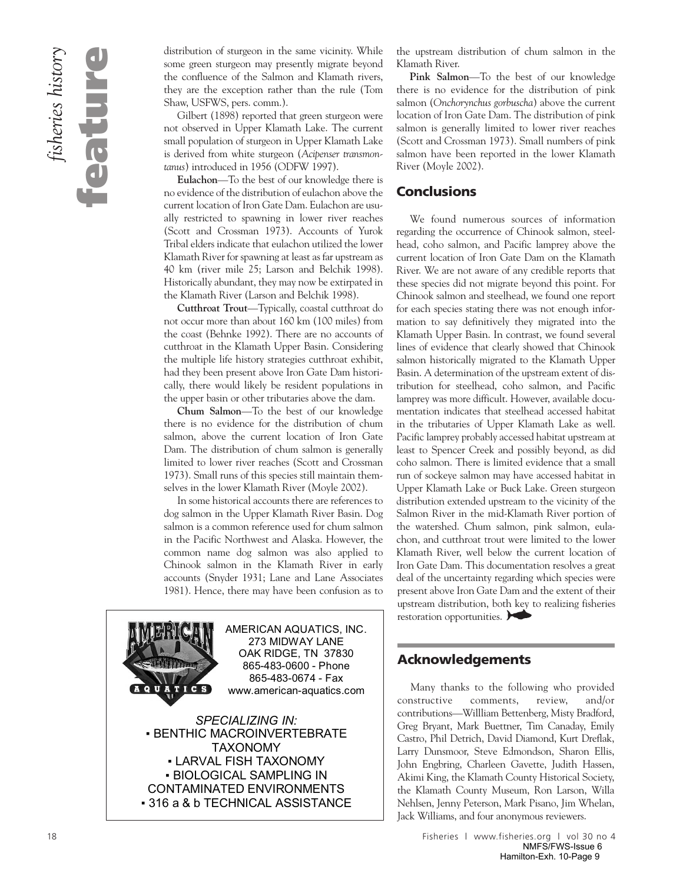distribution of sturgeon in the same vicinity. While some green sturgeon may presently migrate beyond the confluence of the Salmon and Klamath rivers, they are the exception rather than the rule (Tom Shaw, USFWS, pers. comm.).

Gilbert (1898) reported that green sturgeon were not observed in Upper Klamath Lake. The current small population of sturgeon in Upper Klamath Lake is derived from white sturgeon (*Acipenser transmontanus*) introduced in 1956 (ODFW 1997).

**Eulachon**—To the best of our knowledge there is no evidence of the distribution of eulachon above the current location of Iron Gate Dam. Eulachon are usually restricted to spawning in lower river reaches (Scott and Crossman 1973). Accounts of Yurok Tribal elders indicate that eulachon utilized the lower Klamath River for spawning at least as far upstream as 40 km (river mile 25; Larson and Belchik 1998). Historically abundant, they may now be extirpated in the Klamath River (Larson and Belchik 1998).

**Cutthroat Trout**—Typically, coastal cutthroat do not occur more than about 160 km (100 miles) from the coast (Behnke 1992). There are no accounts of cutthroat in the Klamath Upper Basin. Considering the multiple life history strategies cutthroat exhibit, had they been present above Iron Gate Dam historically, there would likely be resident populations in the upper basin or other tributaries above the dam.

**Chum Salmon**—To the best of our knowledge there is no evidence for the distribution of chum salmon, above the current location of Iron Gate Dam. The distribution of chum salmon is generally limited to lower river reaches (Scott and Crossman 1973). Small runs of this species still maintain themselves in the lower Klamath River (Moyle 2002).

In some historical accounts there are references to dog salmon in the Upper Klamath River Basin. Dog salmon is a common reference used for chum salmon in the Pacific Northwest and Alaska. However, the common name dog salmon was also applied to Chinook salmon in the Klamath River in early accounts (Snyder 1931; Lane and Lane Associates 1981). Hence, there may have been confusion as to the upstream distribution of chum salmon in the Klamath River.

**Pink Salmon**—To the best of our knowledge there is no evidence for the distribution of pink salmon (*Onchorynchus gorbuscha*) above the current location of Iron Gate Dam. The distribution of pink salmon is generally limited to lower river reaches (Scott and Crossman 1973). Small numbers of pink salmon have been reported in the lower Klamath River (Moyle 2002).

## Conclusions

We found numerous sources of information regarding the occurrence of Chinook salmon, steelhead, coho salmon, and Pacific lamprey above the current location of Iron Gate Dam on the Klamath River. We are not aware of any credible reports that these species did not migrate beyond this point. For Chinook salmon and steelhead, we found one report for each species stating there was not enough information to say definitively they migrated into the Klamath Upper Basin. In contrast, we found several lines of evidence that clearly showed that Chinook salmon historically migrated to the Klamath Upper Basin. A determination of the upstream extent of distribution for steelhead, coho salmon, and Pacific lamprey was more difficult. However, available documentation indicates that steelhead accessed habitat in the tributaries of Upper Klamath Lake as well. Pacific lamprey probably accessed habitat upstream at least to Spencer Creek and possibly beyond, as did coho salmon. There is limited evidence that a small run of sockeye salmon may have accessed habitat in Upper Klamath Lake or Buck Lake. Green sturgeon distribution extended upstream to the vicinity of the Salmon River in the mid-Klamath River portion of the watershed. Chum salmon, pink salmon, eulachon, and cutthroat trout were limited to the lower Klamath River, well below the current location of Iron Gate Dam. This documentation resolves a great deal of the uncertainty regarding which species were present above Iron Gate Dam and the extent of their upstream distribution, both key to realizing fisheries restoration opportunities.

AMERICAN AQUATICS, INC.
273 MIDWAY LANE
OAK RIDGE, TN 37830
865-483-0600 - Phone
865-483-0674 - Fax
www.american-aquatics.com

*SPECIALIZING IN:*
- BENTHIC MACROINVERTEBRATE TAXONOMY
- LARVAL FISH TAXONOMY
- BIOLOGICAL SAMPLING IN CONTAMINATED ENVIRONMENTS
- 316 a & b TECHNICAL ASSISTANCE

## Acknowledgements

Many thanks to the following who provided constructive comments, review, and/or contributions—Willliam Bettenberg, Misty Bradford, Greg Bryant, Mark Buettner, Tim Canaday, Emily Castro, Phil Detrich, David Diamond, Kurt Dreflak, Larry Dunsmoor, Steve Edmondson, Sharon Ellis, John Engbring, Charleen Gavette, Judith Hassen, Akimi King, the Klamath County Historical Society, the Klamath County Museum, Ron Larson, Willa Nehlsen, Jenny Peterson, Mark Pisano, Jim Whelan, Jack Williams, and four anonymous reviewers.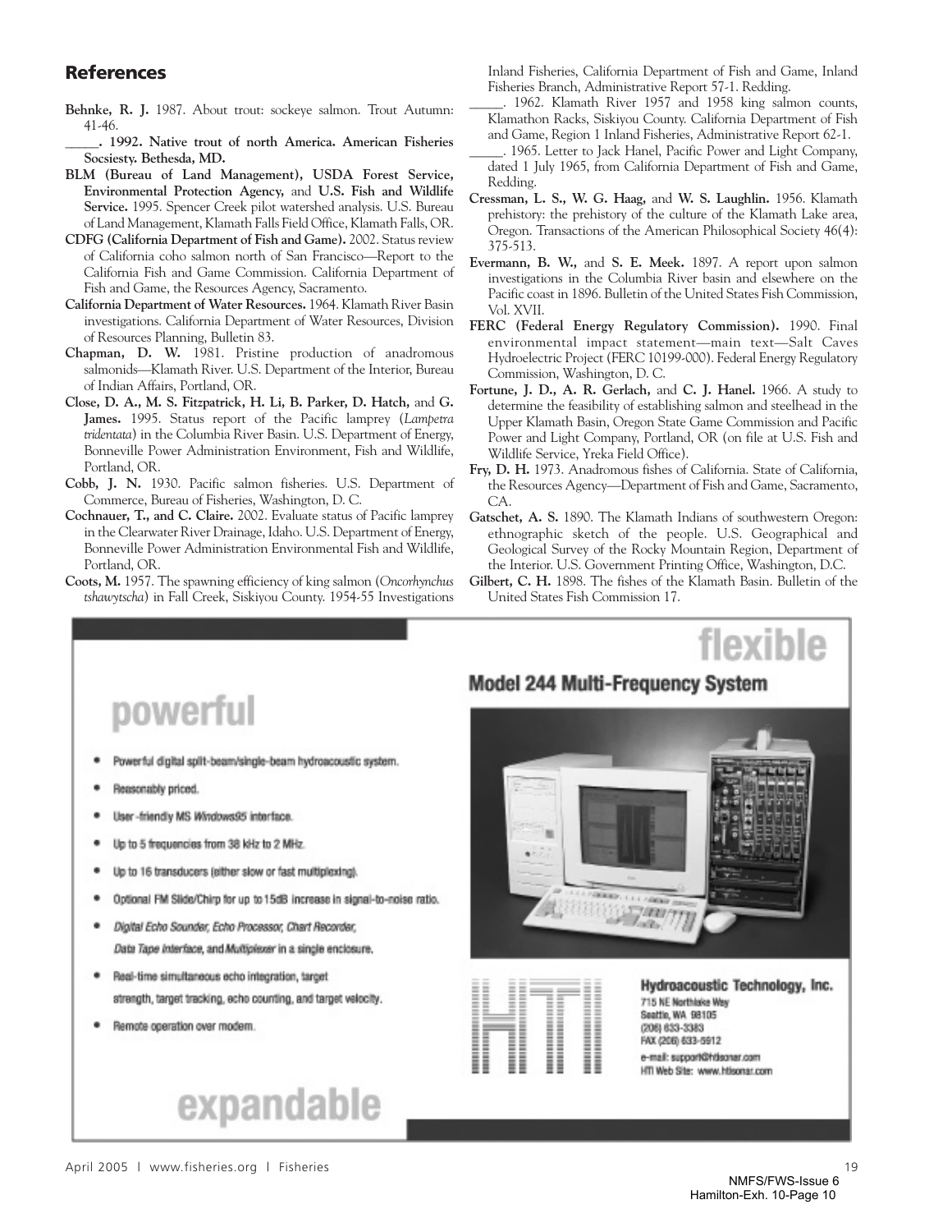## References

**Behnke, R. J.** 1987. About trout: sockeye salmon. Trout Autumn: 41-46.

**_____. 1992. Native trout of north America. American Fisheries Socsiesty. Bethesda, MD.**

**BLM (Bureau of Land Management), USDA Forest Service, Environmental Protection Agency,** and **U.S. Fish and Wildlife Service.** 1995. Spencer Creek pilot watershed analysis. U.S. Bureau of Land Management, Klamath Falls Field Office, Klamath Falls, OR.

**CDFG (California Department of Fish and Game).** 2002. Status review of California coho salmon north of San Francisco—Report to the California Fish and Game Commission. California Department of Fish and Game, the Resources Agency, Sacramento.

**California Department of Water Resources.** 1964. Klamath River Basin investigations. California Department of Water Resources, Division of Resources Planning, Bulletin 83.

**Chapman, D. W.** 1981. Pristine production of anadromous salmonids—Klamath River. U.S. Department of the Interior, Bureau of Indian Affairs, Portland, OR.

**Close, D. A., M. S. Fitzpatrick, H. Li, B. Parker, D. Hatch,** and **G. James.** 1995. Status report of the Pacific lamprey (*Lampetra tridentata*) in the Columbia River Basin. U.S. Department of Energy, Bonneville Power Administration Environment, Fish and Wildlife, Portland, OR.

**Cobb, J. N.** 1930. Pacific salmon fisheries. U.S. Department of Commerce, Bureau of Fisheries, Washington, D. C.

**Cochnauer, T., and C. Claire.** 2002. Evaluate status of Pacific lamprey in the Clearwater River Drainage, Idaho. U.S. Department of Energy, Bonneville Power Administration Environmental Fish and Wildlife, Portland, OR.

**Coots, M.** 1957. The spawning efficiency of king salmon (*Oncorhynchus tshawytscha*) in Fall Creek, Siskiyou County. 1954-55 Investigations Inland Fisheries, California Department of Fish and Game, Inland Fisheries Branch, Administrative Report 57-1. Redding.

_____. 1962. Klamath River 1957 and 1958 king salmon counts, Klamathon Racks, Siskiyou County. California Department of Fish and Game, Region 1 Inland Fisheries, Administrative Report 62-1.

_____. 1965. Letter to Jack Hanel, Pacific Power and Light Company, dated 1 July 1965, from California Department of Fish and Game, Redding.

**Cressman, L. S., W. G. Haag,** and **W. S. Laughlin.** 1956. Klamath prehistory: the prehistory of the culture of the Klamath Lake area, Oregon. Transactions of the American Philosophical Society 46(4): 375-513.

**Evermann, B. W.,** and **S. E. Meek.** 1897. A report upon salmon investigations in the Columbia River basin and elsewhere on the Pacific coast in 1896. Bulletin of the United States Fish Commission, Vol. XVII.

**FERC (Federal Energy Regulatory Commission).** 1990. Final environmental impact statement—main text—Salt Caves Hydroelectric Project (FERC 10199-000). Federal Energy Regulatory Commission, Washington, D. C.

**Fortune, J. D., A. R. Gerlach,** and **C. J. Hanel.** 1966. A study to determine the feasibility of establishing salmon and steelhead in the Upper Klamath Basin, Oregon State Game Commission and Pacific Power and Light Company, Portland, OR (on file at U.S. Fish and Wildlife Service, Yreka Field Office).

**Fry, D. H.** 1973. Anadromous fishes of California. State of California, the Resources Agency—Department of Fish and Game, Sacramento, CA.

**Gatschet, A. S.** 1890. The Klamath Indians of southwestern Oregon: ethnographic sketch of the people. U.S. Geographical and Geological Survey of the Rocky Mountain Region, Department of the Interior. U.S. Government Printing Office, Washington, D.C.

**Gilbert, C. H.** 1898. The fishes of the Klamath Basin. Bulletin of the United States Fish Commission 17.

flexible

**Model 244 Multi-Frequency System**

powerful

- Powerful digital split-beam/single-beam hydroacoustic system.
- Reasonably priced.
- User-friendly MS *Windows95* interface.
- Up to 5 frequencies from 38 kHz to 2 MHz.
- Up to 16 transducers (either slow or fast multiplexing).
- Optional FM Slide/Chirp for up to 15dB increase in signal-to-noise ratio.
- *Digital Echo Sounder, Echo Processor, Chart Recorder, Data Tape Interface*, and *Multiplexer* in a single enclosure.
- Real-time simultaneous echo integration, target strength, target tracking, echo counting, and target velocity.
- Remote operation over modem.

expandable

HTI

**Hydroacoustic Technology, Inc.**
715 NE Northlake Way
Seattle, WA 98105
(206) 633-3383
FAX (206) 633-5912
e-mail: support@htisonar.com
HTI Web Site: www.htisonar.com

NMFS/FWS-Issue 6
Hamilton-Exh. 10-Page 10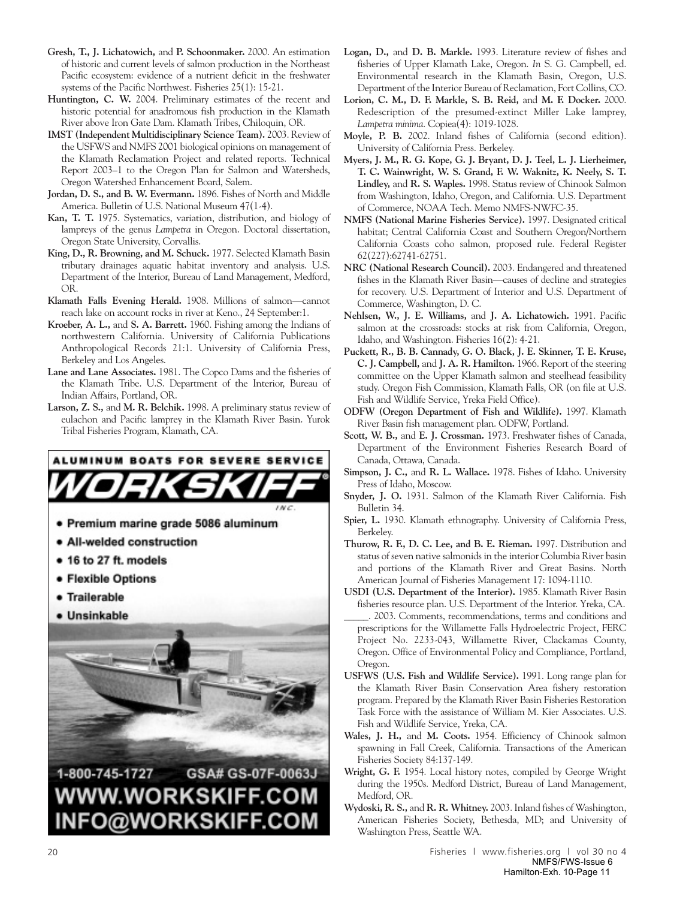**Gresh, T., J. Lichatowich,** and **P. Schoonmaker.** 2000. An estimation of historic and current levels of salmon production in the Northeast Pacific ecosystem: evidence of a nutrient deficit in the freshwater systems of the Pacific Northwest. Fisheries 25(1): 15-21.

**Huntington, C. W.** 2004. Preliminary estimates of the recent and historic potential for anadromous fish production in the Klamath River above Iron Gate Dam. Klamath Tribes, Chiloquin, OR.

**IMST (Independent Multidisciplinary Science Team).** 2003. Review of the USFWS and NMFS 2001 biological opinions on management of the Klamath Reclamation Project and related reports. Technical Report 2003–1 to the Oregon Plan for Salmon and Watersheds, Oregon Watershed Enhancement Board, Salem.

**Jordan, D. S., and B. W. Evermann.** 1896. Fishes of North and Middle America. Bulletin of U.S. National Museum 47(1-4).

**Kan, T. T.** 1975. Systematics, variation, distribution, and biology of lampreys of the genus *Lampetra* in Oregon. Doctoral dissertation, Oregon State University, Corvallis.

**King, D., R. Browning, and M. Schuck.** 1977. Selected Klamath Basin tributary drainages aquatic habitat inventory and analysis. U.S. Department of the Interior, Bureau of Land Management, Medford, OR.

**Klamath Falls Evening Herald.** 1908. Millions of salmon—cannot reach lake on account rocks in river at Keno., 24 September:1.

**Kroeber, A. L.,** and **S. A. Barrett.** 1960. Fishing among the Indians of northwestern California. University of California Publications Anthropological Records 21:1. University of California Press, Berkeley and Los Angeles.

**Lane and Lane Associates.** 1981. The Copco Dams and the fisheries of the Klamath Tribe. U.S. Department of the Interior, Bureau of Indian Affairs, Portland, OR.

**Larson, Z. S.,** and **M. R. Belchik.** 1998. A preliminary status review of eulachon and Pacific lamprey in the Klamath River Basin. Yurok Tribal Fisheries Program, Klamath, CA.

ALUMINUM BOATS FOR SEVERE SERVICE

WORKSKIFF INC.

- Premium marine grade 5086 aluminum
- All-welded construction
- 16 to 27 ft. models
- Flexible Options
- Trailerable
- Unsinkable

1-800-745-1727 GSA# GS-07F-0063J

WWW.WORKSKIFF.COM

INFO@WORKSKIFF.COM

**Logan, D.,** and **D. B. Markle.** 1993. Literature review of fishes and fisheries of Upper Klamath Lake, Oregon. *In* S. G. Campbell, ed. Environmental research in the Klamath Basin, Oregon, U.S. Department of the Interior Bureau of Reclamation, Fort Collins, CO.

**Lorion, C. M., D. F. Markle, S. B. Reid,** and **M. F. Docker.** 2000. Redescription of the presumed-extinct Miller Lake lamprey, *Lampetra minima*. Copiea(4): 1019-1028.

**Moyle, P. B.** 2002. Inland fishes of California (second edition). University of California Press. Berkeley.

**Myers, J. M., R. G. Kope, G. J. Bryant, D. J. Teel, L. J. Lierheimer, T. C. Wainwright, W. S. Grand, F. W. Waknitz, K. Neely, S. T. Lindley,** and **R. S. Waples.** 1998. Status review of Chinook Salmon from Washington, Idaho, Oregon, and California. U.S. Department of Commerce, NOAA Tech. Memo NMFS-NWFC-35.

**NMFS (National Marine Fisheries Service).** 1997. Designated critical habitat; Central California Coast and Southern Oregon/Northern California Coasts coho salmon, proposed rule. Federal Register 62(227):62741-62751.

**NRC (National Research Council).** 2003. Endangered and threatened fishes in the Klamath River Basin—causes of decline and strategies for recovery. U.S. Department of Interior and U.S. Department of Commerce, Washington, D. C.

**Nehlsen, W., J. E. Williams,** and **J. A. Lichatowich.** 1991. Pacific salmon at the crossroads: stocks at risk from California, Oregon, Idaho, and Washington. Fisheries 16(2): 4-21.

**Puckett, R., B. B. Cannady, G. O. Black, J. E. Skinner, T. E. Kruse, C. J. Campbell,** and **J. A. R. Hamilton.** 1966. Report of the steering committee on the Upper Klamath salmon and steelhead feasibility study. Oregon Fish Commission, Klamath Falls, OR (on file at U.S. Fish and Wildlife Service, Yreka Field Office).

**ODFW (Oregon Department of Fish and Wildlife).** 1997. Klamath River Basin fish management plan. ODFW, Portland.

**Scott, W. B.,** and **E. J. Crossman.** 1973. Freshwater fishes of Canada, Department of the Environment Fisheries Research Board of Canada, Ottawa, Canada.

**Simpson, J. C.,** and **R. L. Wallace.** 1978. Fishes of Idaho. University Press of Idaho, Moscow.

**Snyder, J. O.** 1931. Salmon of the Klamath River California. Fish Bulletin 34.

**Spier, L.** 1930. Klamath ethnography. University of California Press, Berkeley.

**Thurow, R. F., D. C. Lee, and B. E. Rieman.** 1997. Distribution and status of seven native salmonids in the interior Columbia River basin and portions of the Klamath River and Great Basins. North American Journal of Fisheries Management 17: 1094-1110.

**USDI (U.S. Department of the Interior).** 1985. Klamath River Basin fisheries resource plan. U.S. Department of the Interior. Yreka, CA.

_____. 2003. Comments, recommendations, terms and conditions and prescriptions for the Willamette Falls Hydroelectric Project, FERC Project No. 2233-043, Willamette River, Clackamas County, Oregon. Office of Environmental Policy and Compliance, Portland, Oregon.

**USFWS (U.S. Fish and Wildlife Service).** 1991. Long range plan for the Klamath River Basin Conservation Area fishery restoration program. Prepared by the Klamath River Basin Fisheries Restoration Task Force with the assistance of William M. Kier Associates. U.S. Fish and Wildlife Service, Yreka, CA.

**Wales, J. H.,** and **M. Coots.** 1954. Efficiency of Chinook salmon spawning in Fall Creek, California. Transactions of the American Fisheries Society 84:137-149.

**Wright, G. F.** 1954. Local history notes, compiled by George Wright during the 1950s. Medford District, Bureau of Land Management, Medford, OR.

**Wydoski, R. S.,** and **R. R. Whitney.** 2003. Inland fishes of Washington, American Fisheries Society, Bethesda, MD; and University of Washington Press, Seattle WA.

NMFS/FWS-Issue 6
Hamilton-Exh. 10-Page 11